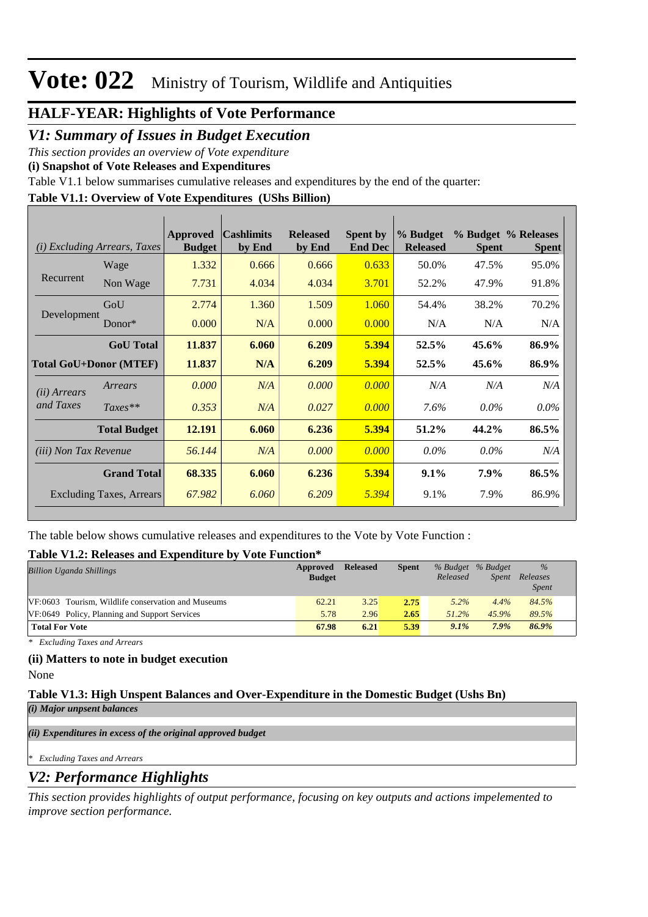# Vote: 022 Ministry of Tourism, Wildlife and Antiquities

## HALF-YEAR: Highlights of Vote Performance

## *V1: Summary of Issues in Budget Execution*

*This section provides an overview of Vote expenditure*

**(i) Snapshot of Vote Releases and Expenditures**

Table V1.1 below summarises cumulative releases and expenditures by the end of the quarter:

**Table V1.1: Overview of Vote Expenditures (UShs Billion)**

| *(i) Excluding Arrears, Taxes* | | Approved Budget | Cashlimits by End | Released by End | Spent by End Dec | % Budget Released | % Budget Spent | % Releases Spent |
|---|---|---|---|---|---|---|---|---|
| Recurrent | Wage | 1.332 | 0.666 | 0.666 | 0.633 | 50.0% | 47.5% | 95.0% |
| | Non Wage | 7.731 | 4.034 | 4.034 | 3.701 | 52.2% | 47.9% | 91.8% |
| Development | GoU | 2.774 | 1.360 | 1.509 | 1.060 | 54.4% | 38.2% | 70.2% |
| | Donor* | 0.000 | N/A | 0.000 | 0.000 | N/A | N/A | N/A |
| | **GoU Total** | **11.837** | **6.060** | **6.209** | **5.394** | **52.5%** | **45.6%** | **86.9%** |
| **Total GoU+Donor (MTEF)** | | **11.837** | **N/A** | **6.209** | **5.394** | **52.5%** | **45.6%** | **86.9%** |
| *(ii) Arrears and Taxes* | *Arrears* | *0.000* | *N/A* | *0.000* | *0.000* | *N/A* | *N/A* | *N/A* |
| | *Taxes*** | *0.353* | *N/A* | *0.027* | *0.000* | *7.6%* | *0.0%* | *0.0%* |
| | **Total Budget** | **12.191** | **6.060** | **6.236** | **5.394** | **51.2%** | **44.2%** | **86.5%** |
| *(iii) Non Tax Revenue* | | *56.144* | *N/A* | *0.000* | *0.000* | *0.0%* | *0.0%* | *N/A* |
| | **Grand Total** | **68.335** | **6.060** | **6.236** | **5.394** | **9.1%** | **7.9%** | **86.5%** |
| | Excluding Taxes, Arrears | *67.982* | *6.060* | *6.209* | *5.394* | 9.1% | 7.9% | 86.9% |

The table below shows cumulative releases and expenditures to the Vote by Vote Function :

**Table V1.2: Releases and Expenditure by Vote Function***

| *Billion Uganda Shillings* | Approved Budget | Released | Spent | *% Budget Released* | *% Budget Spent* | *% Releases Spent* |
|---|---|---|---|---|---|---|
| VF:0603 Tourism, Wildlife conservation and Museums | 62.21 | 3.25 | 2.75 | *5.2%* | *4.4%* | *84.5%* |
| VF:0649 Policy, Planning and Support Services | 5.78 | 2.96 | 2.65 | *51.2%* | *45.9%* | *89.5%* |
| **Total For Vote** | **67.98** | **6.21** | **5.39** | ***9.1%*** | ***7.9%*** | ***86.9%*** |

*\* Excluding Taxes and Arrears*

**(ii) Matters to note in budget execution**

None

**Table V1.3: High Unspent Balances and Over-Expenditure in the Domestic Budget (Ushs Bn)**

***(i) Major unspent balances***

***(ii) Expenditures in excess of the original approved budget***

*\* Excluding Taxes and Arrears*

## *V2: Performance Highlights*

*This section provides highlights of output performance, focusing on key outputs and actions impelemented to improve section performance.*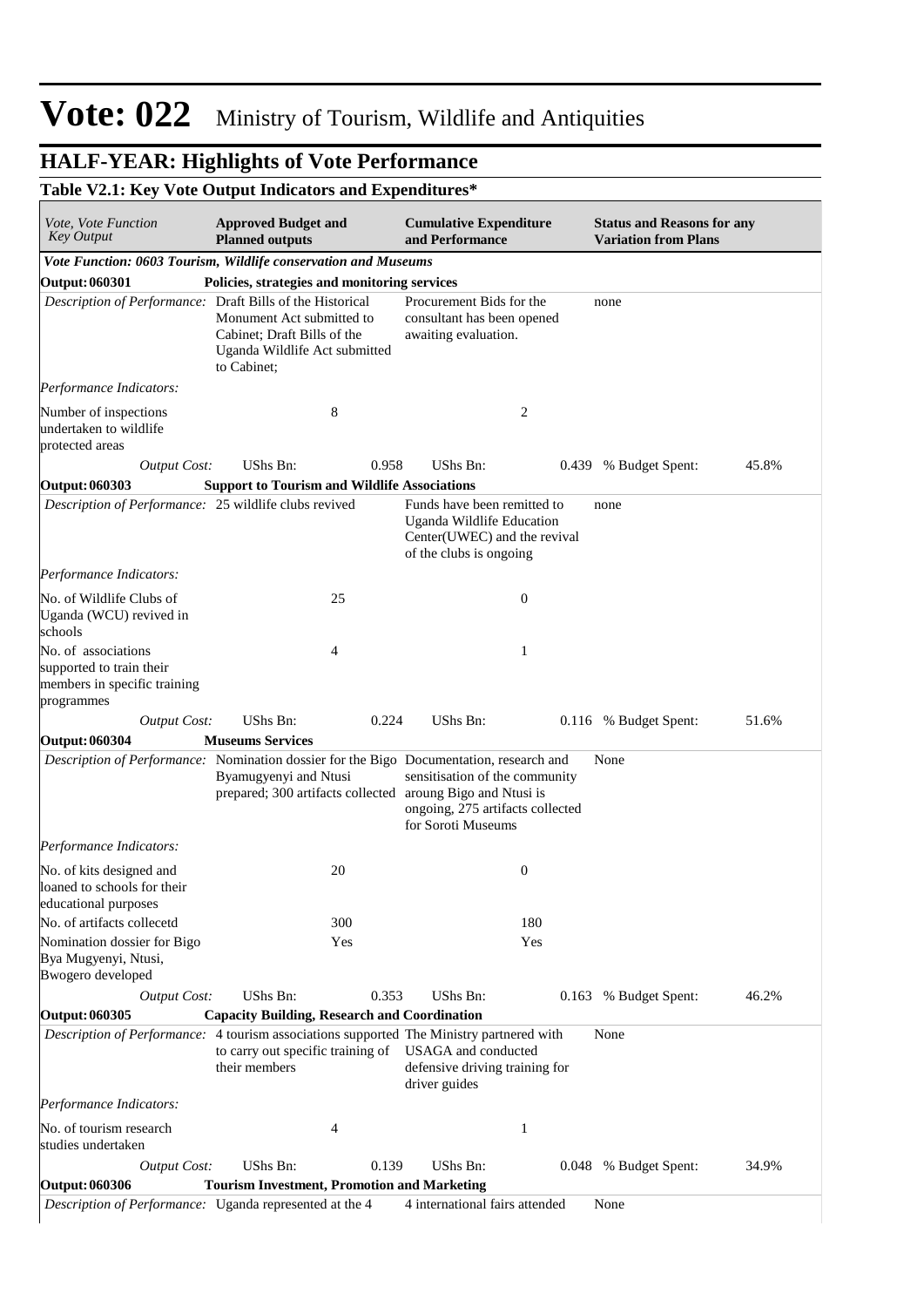# Vote: 022 Ministry of Tourism, Wildlife and Antiquities

## HALF-YEAR: Highlights of Vote Performance

### Table V2.1: Key Vote Output Indicators and Expenditures*

| *Vote, Vote Function Key Output* | **Approved Budget and Planned outputs** | | **Cumulative Expenditure and Performance** | | **Status and Reasons for any Variation from Plans** | |
|---|---|---|---|---|---|---|
| ***Vote Function: 0603 Tourism, Wildlife conservation and Museums*** | | | | | | |
| **Output: 060301** | **Policies, strategies and monitoring services** | | | | | |
| *Description of Performance:* | Draft Bills of the Historical Monument Act submitted to Cabinet; Draft Bills of the Uganda Wildlife Act submitted to Cabinet; | | Procurement Bids for the consultant has been opened awaiting evaluation. | | none | |
| *Performance Indicators:* | | | | | | |
| Number of inspections undertaken to wildlife protected areas | | 8 | | 2 | | |
| *Output Cost:* | UShs Bn: | 0.958 | UShs Bn: | 0.439 | % Budget Spent: | 45.8% |
| **Output: 060303** | **Support to Tourism and Wildlife Associations** | | | | | |
| *Description of Performance:* | 25 wildlife clubs revived | | Funds have been remitted to Uganda Wildlife Education Center(UWEC) and the revival of the clubs is ongoing | | none | |
| *Performance Indicators:* | | | | | | |
| No. of Wildlife Clubs of Uganda (WCU) revived in schools | | 25 | | 0 | | |
| No. of associations supported to train their members in specific training programmes | | 4 | | 1 | | |
| *Output Cost:* | UShs Bn: | 0.224 | UShs Bn: | 0.116 | % Budget Spent: | 51.6% |
| **Output: 060304** | **Museums Services** | | | | | |
| *Description of Performance:* | Nomination dossier for the Bigo Byamugyenyi and Ntusi prepared; 300 artifacts collected | | Documentation, research and sensitisation of the community aroung Bigo and Ntusi is ongoing, 275 artifacts collected for Soroti Museums | | None | |
| *Performance Indicators:* | | | | | | |
| No. of kits designed and loaned to schools for their educational purposes | | 20 | | 0 | | |
| No. of artifacts collecetd | | 300 | | 180 | | |
| Nomination dossier for Bigo Bya Mugyenyi, Ntusi, Bwogero developed | | Yes | | Yes | | |
| *Output Cost:* | UShs Bn: | 0.353 | UShs Bn: | 0.163 | % Budget Spent: | 46.2% |
| **Output: 060305** | **Capacity Building, Research and Coordination** | | | | | |
| *Description of Performance:* | 4 tourism associations supported to carry out specific training of their members | | The Ministry partnered with USAGA and conducted defensive driving training for driver guides | | None | |
| *Performance Indicators:* | | | | | | |
| No. of tourism research studies undertaken | | 4 | | 1 | | |
| *Output Cost:* | UShs Bn: | 0.139 | UShs Bn: | 0.048 | % Budget Spent: | 34.9% |
| **Output: 060306** | **Tourism Investment, Promotion and Marketing** | | | | | |
| *Description of Performance:* | Uganda represented at the 4 | | 4 international fairs attended | | None | |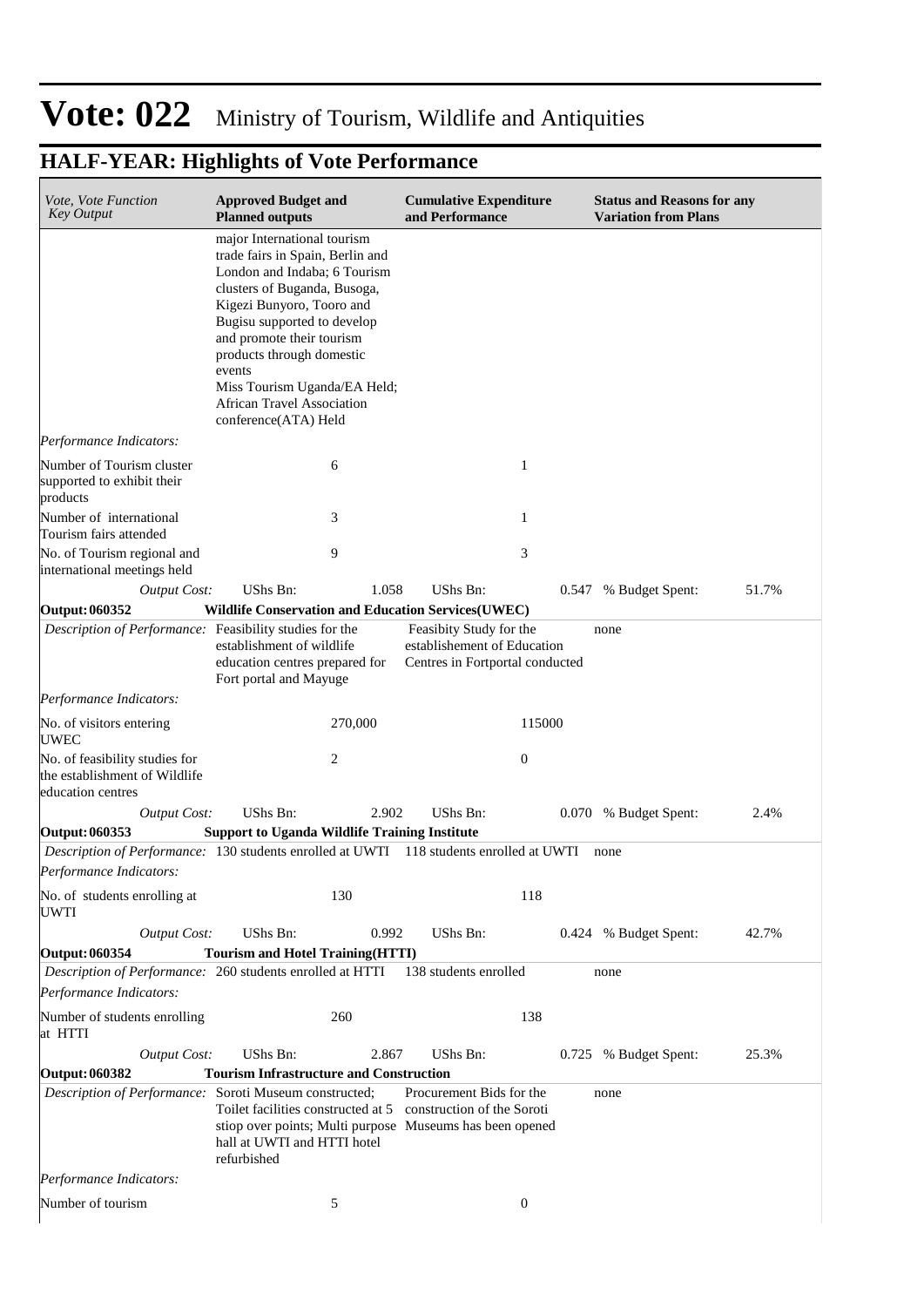# Vote: 022 Ministry of Tourism, Wildlife and Antiquities

## HALF-YEAR: Highlights of Vote Performance

| *Vote, Vote Function Key Output* | **Approved Budget and Planned outputs** | | **Cumulative Expenditure and Performance** | | **Status and Reasons for any Variation from Plans** | |
|---|---|---|---|---|---|---|
| | major International tourism trade fairs in Spain, Berlin and London and Indaba; 6 Tourism clusters of Buganda, Busoga, Kigezi Bunyoro, Tooro and Bugisu supported to develop and promote their tourism products through domestic events<br>Miss Tourism Uganda/EA Held; African Travel Association conference(ATA) Held | | | | | |
| *Performance Indicators:* | | | | | | |
| Number of Tourism cluster supported to exhibit their products | 6 | | 1 | | | |
| Number of international Tourism fairs attended | 3 | | 1 | | | |
| No. of Tourism regional and international meetings held | 9 | | 3 | | | |
| *Output Cost:* | UShs Bn: | 1.058 | UShs Bn: | 0.547 | % Budget Spent: | 51.7% |
| **Output: 060352** | **Wildlife Conservation and Education Services(UWEC)** | | | | | |
| *Description of Performance:* | Feasibility studies for the establishment of wildlife education centres prepared for Fort portal and Mayuge | | Feasibity Study for the establishement of Education Centres in Fortportal conducted | | none | |
| *Performance Indicators:* | | | | | | |
| No. of visitors entering UWEC | 270,000 | | 115000 | | | |
| No. of feasibility studies for the establishment of Wildlife education centres | 2 | | 0 | | | |
| *Output Cost:* | UShs Bn: | 2.902 | UShs Bn: | 0.070 | % Budget Spent: | 2.4% |
| **Output: 060353** | **Support to Uganda Wildlife Training Institute** | | | | | |
| *Description of Performance:* | 130 students enrolled at UWTI | | 118 students enrolled at UWTI | | none | |
| *Performance Indicators:* | | | | | | |
| No. of students enrolling at UWTI | 130 | | 118 | | | |
| *Output Cost:* | UShs Bn: | 0.992 | UShs Bn: | 0.424 | % Budget Spent: | 42.7% |
| **Output: 060354** | **Tourism and Hotel Training(HTTI)** | | | | | |
| *Description of Performance:* | 260 students enrolled at HTTI | | 138 students enrolled | | none | |
| *Performance Indicators:* | | | | | | |
| Number of students enrolling at HTTI | 260 | | 138 | | | |
| *Output Cost:* | UShs Bn: | 2.867 | UShs Bn: | 0.725 | % Budget Spent: | 25.3% |
| **Output: 060382** | **Tourism Infrastructure and Construction** | | | | | |
| *Description of Performance:* | Soroti Museum constructed; Toilet facilities constructed at 5 stiop over points; Multi purpose hall at UWTI and HTTI hotel refurbished | | Procurement Bids for the construction of the Soroti Museums has been opened | | none | |
| *Performance Indicators:* | | | | | | |
| Number of tourism | 5 | | 0 | | | |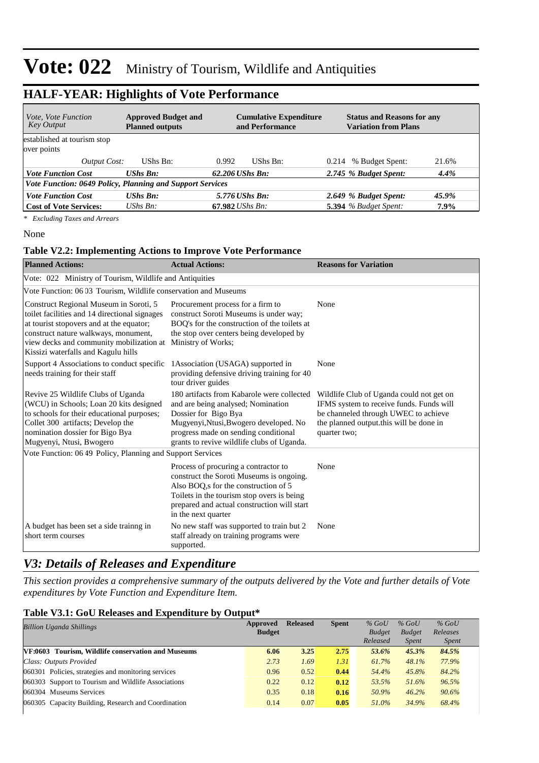# Vote: 022 Ministry of Tourism, Wildlife and Antiquities

## HALF-YEAR: Highlights of Vote Performance

| *Vote, Vote Function Key Output* | **Approved Budget and Planned outputs** | | **Cumulative Expenditure and Performance** | | **Status and Reasons for any Variation from Plans** | |
|---|---|---|---|---|---|---|
| established at tourism stop over points | | | | | | |
| *Output Cost:* | UShs Bn: | 0.992 | UShs Bn: | 0.214 | % Budget Spent: | 21.6% |
| ***Vote Function Cost*** | ***UShs Bn:*** | ***62.206*** | ***UShs Bn:*** | ***2.745*** | ***% Budget Spent:*** | ***4.4%*** |
| ***Vote Function: 0649 Policy, Planning and Support Services*** | | | | | | |
| ***Vote Function Cost*** | ***UShs Bn:*** | ***5.776*** | ***UShs Bn:*** | ***2.649*** | ***% Budget Spent:*** | ***45.9%*** |
| **Cost of Vote Services:** | *UShs Bn:* | **67.982** | *UShs Bn:* | **5.394** | *% Budget Spent:* | **7.9%** |

*\* Excluding Taxes and Arrears*

None

### Table V2.2: Implementing Actions to Improve Vote Performance

| **Planned Actions:** | **Actual Actions:** | **Reasons for Variation** |
|---|---|---|
| Vote: 022 Ministry of Tourism, Wildlife and Antiquities | | |
| Vote Function: 06 03 Tourism, Wildlife conservation and Museums | | |
| Construct Regional Museum in Soroti, 5 toilet facilities and 14 directional signages at tourist stopovers and at the equator; construct nature walkways, monument, view decks and community mobilization at Kissizi waterfalls and Kagulu hills | Procurement process for a firm to construct Soroti Museums is under way; BOQ's for the construction of the toilets at the stop over centers being developed by Ministry of Works; | None |
| Support 4 Associations to conduct specific needs training for their staff | 1Association (USAGA) supported in providing defensive driving training for 40 tour driver guides | None |
| Revive 25 Wildlife Clubs of Uganda (WCU) in Schools; Loan 20 kits designed to schools for their educational purposes; Collet 300 artifacts; Develop the nomination dossier for Bigo Bya Mugyenyi, Ntusi, Bwogero | 180 artifacts from Kabarole were collected and are being analysed; Nomination Dossier for Bigo Bya Mugyenyi,Ntusi,Bwogero developed. No progress made on sending conditional grants to revive wildlife clubs of Uganda. | Wildlife Club of Uganda could not get on IFMS system to receive funds. Funds will be channeled through UWEC to achieve the planned output.this will be done in quarter two; |
| Vote Function: 06 49 Policy, Planning and Support Services | | |
| | Process of procuring a contractor to construct the Soroti Museums is ongoing. Also BOQ,s for the construction of 5 Toilets in the tourism stop overs is being prepared and actual construction will start in the next quarter | None |
| A budget has been set a side trainng in short term courses | No new staff was supported to train but 2 staff already on training programs were supported. | None |

## *V3: Details of Releases and Expenditure*

*This section provides a comprehensive summary of the outputs delivered by the Vote and further details of Vote expenditures by Vote Function and Expenditure Item.*

### Table V3.1: GoU Releases and Expenditure by Output*

| *Billion Uganda Shillings* | **Approved Budget** | **Released** | **Spent** | *% GoU Budget Released* | *% GoU Budget Spent* | *% GoU Releases Spent* |
|---|---|---|---|---|---|---|
| **VF:0603 Tourism, Wildlife conservation and Museums** | **6.06** | **3.25** | **2.75** | ***53.6%*** | ***45.3%*** | ***84.5%*** |
| *Class: Outputs Provided* | *2.73* | *1.69* | *1.31* | *61.7%* | *48.1%* | *77.9%* |
| 060301 Policies, strategies and monitoring services | 0.96 | 0.52 | **0.44** | *54.4%* | *45.8%* | *84.2%* |
| 060303 Support to Tourism and Wildlife Associations | 0.22 | 0.12 | **0.12** | *53.5%* | *51.6%* | *96.5%* |
| 060304 Museums Services | 0.35 | 0.18 | **0.16** | *50.9%* | *46.2%* | *90.6%* |
| 060305 Capacity Building, Research and Coordination | 0.14 | 0.07 | **0.05** | *51.0%* | *34.9%* | *68.4%* |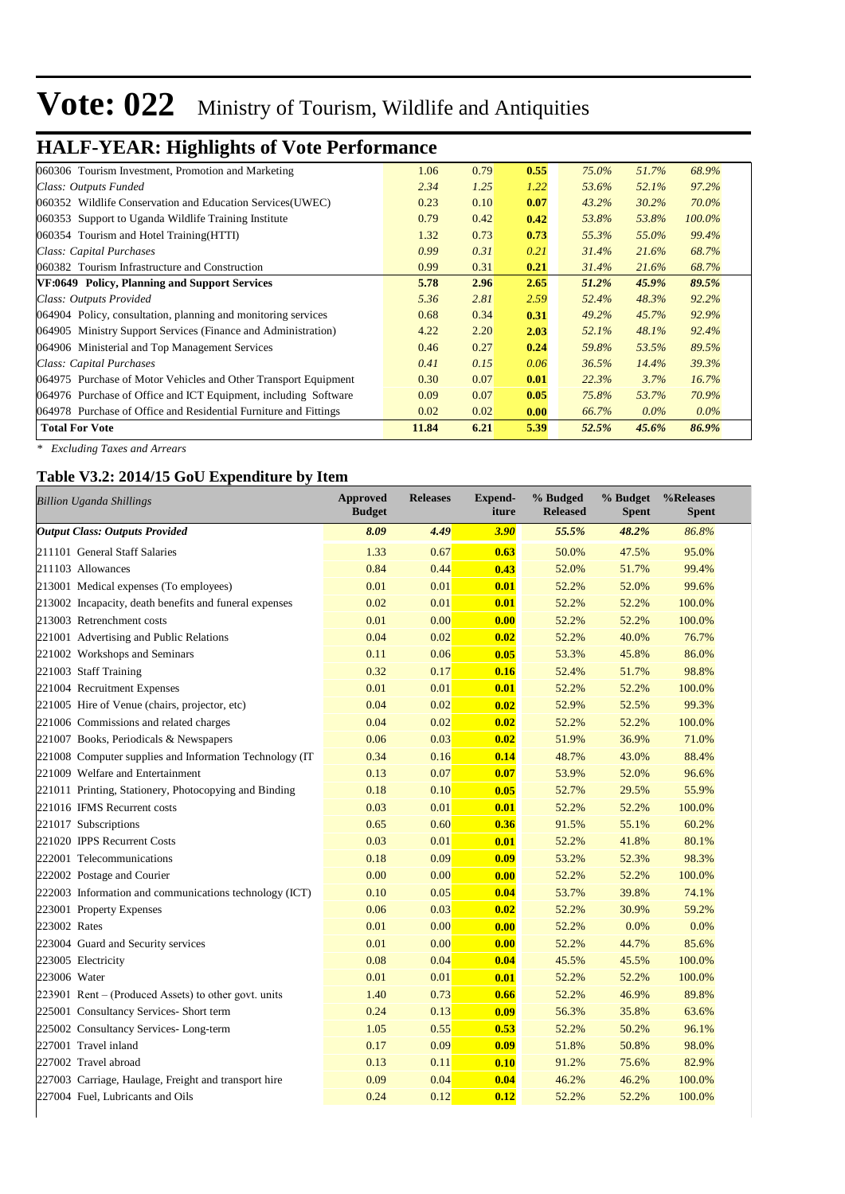# Vote: 022 Ministry of Tourism, Wildlife and Antiquities

## HALF-YEAR: Highlights of Vote Performance

| | | | | | | |
|---|---|---|---|---|---|---|
| 060306 Tourism Investment, Promotion and Marketing | 1.06 | 0.79 | **0.55** | *75.0%* | *51.7%* | *68.9%* |
| *Class: Outputs Funded* | *2.34* | *1.25* | *1.22* | *53.6%* | *52.1%* | *97.2%* |
| 060352 Wildlife Conservation and Education Services(UWEC) | 0.23 | 0.10 | **0.07** | *43.2%* | *30.2%* | *70.0%* |
| 060353 Support to Uganda Wildlife Training Institute | 0.79 | 0.42 | **0.42** | *53.8%* | *53.8%* | *100.0%* |
| 060354 Tourism and Hotel Training(HTTI) | 1.32 | 0.73 | **0.73** | *55.3%* | *55.0%* | *99.4%* |
| *Class: Capital Purchases* | *0.99* | *0.31* | *0.21* | *31.4%* | *21.6%* | *68.7%* |
| 060382 Tourism Infrastructure and Construction | 0.99 | 0.31 | **0.21** | *31.4%* | *21.6%* | *68.7%* |
| **VF:0649 Policy, Planning and Support Services** | **5.78** | **2.96** | **2.65** | ***51.2%*** | ***45.9%*** | ***89.5%*** |
| *Class: Outputs Provided* | *5.36* | *2.81* | *2.59* | *52.4%* | *48.3%* | *92.2%* |
| 064904 Policy, consultation, planning and monitoring services | 0.68 | 0.34 | **0.31** | *49.2%* | *45.7%* | *92.9%* |
| 064905 Ministry Support Services (Finance and Administration) | 4.22 | 2.20 | **2.03** | *52.1%* | *48.1%* | *92.4%* |
| 064906 Ministerial and Top Management Services | 0.46 | 0.27 | **0.24** | *59.8%* | *53.5%* | *89.5%* |
| *Class: Capital Purchases* | *0.41* | *0.15* | *0.06* | *36.5%* | *14.4%* | *39.3%* |
| 064975 Purchase of Motor Vehicles and Other Transport Equipment | 0.30 | 0.07 | **0.01** | *22.3%* | *3.7%* | *16.7%* |
| 064976 Purchase of Office and ICT Equipment, including Software | 0.09 | 0.07 | **0.05** | *75.8%* | *53.7%* | *70.9%* |
| 064978 Purchase of Office and Residential Furniture and Fittings | 0.02 | 0.02 | **0.00** | *66.7%* | *0.0%* | *0.0%* |
| **Total For Vote** | **11.84** | **6.21** | **5.39** | ***52.5%*** | ***45.6%*** | ***86.9%*** |

*\* Excluding Taxes and Arrears*

### Table V3.2: 2014/15 GoU Expenditure by Item

| *Billion Uganda Shillings* | Approved Budget | Releases | Expend-iture | % Budged Released | % Budget Spent | %Releases Spent |
|---|---|---|---|---|---|---|
| ***Output Class: Outputs Provided*** | ***8.09*** | ***4.49*** | ***3.90*** | ***55.5%*** | ***48.2%*** | ***86.8%*** |
| 211101 General Staff Salaries | 1.33 | 0.67 | **0.63** | 50.0% | 47.5% | 95.0% |
| 211103 Allowances | 0.84 | 0.44 | **0.43** | 52.0% | 51.7% | 99.4% |
| 213001 Medical expenses (To employees) | 0.01 | 0.01 | **0.01** | 52.2% | 52.0% | 99.6% |
| 213002 Incapacity, death benefits and funeral expenses | 0.02 | 0.01 | **0.01** | 52.2% | 52.2% | 100.0% |
| 213003 Retrenchment costs | 0.01 | 0.00 | **0.00** | 52.2% | 52.2% | 100.0% |
| 221001 Advertising and Public Relations | 0.04 | 0.02 | **0.02** | 52.2% | 40.0% | 76.7% |
| 221002 Workshops and Seminars | 0.11 | 0.06 | **0.05** | 53.3% | 45.8% | 86.0% |
| 221003 Staff Training | 0.32 | 0.17 | **0.16** | 52.4% | 51.7% | 98.8% |
| 221004 Recruitment Expenses | 0.01 | 0.01 | **0.01** | 52.2% | 52.2% | 100.0% |
| 221005 Hire of Venue (chairs, projector, etc) | 0.04 | 0.02 | **0.02** | 52.9% | 52.5% | 99.3% |
| 221006 Commissions and related charges | 0.04 | 0.02 | **0.02** | 52.2% | 52.2% | 100.0% |
| 221007 Books, Periodicals & Newspapers | 0.06 | 0.03 | **0.02** | 51.9% | 36.9% | 71.0% |
| 221008 Computer supplies and Information Technology (IT | 0.34 | 0.16 | **0.14** | 48.7% | 43.0% | 88.4% |
| 221009 Welfare and Entertainment | 0.13 | 0.07 | **0.07** | 53.9% | 52.0% | 96.6% |
| 221011 Printing, Stationery, Photocopying and Binding | 0.18 | 0.10 | **0.05** | 52.7% | 29.5% | 55.9% |
| 221016 IFMS Recurrent costs | 0.03 | 0.01 | **0.01** | 52.2% | 52.2% | 100.0% |
| 221017 Subscriptions | 0.65 | 0.60 | **0.36** | 91.5% | 55.1% | 60.2% |
| 221020 IPPS Recurrent Costs | 0.03 | 0.01 | **0.01** | 52.2% | 41.8% | 80.1% |
| 222001 Telecommunications | 0.18 | 0.09 | **0.09** | 53.2% | 52.3% | 98.3% |
| 222002 Postage and Courier | 0.00 | 0.00 | **0.00** | 52.2% | 52.2% | 100.0% |
| 222003 Information and communications technology (ICT) | 0.10 | 0.05 | **0.04** | 53.7% | 39.8% | 74.1% |
| 223001 Property Expenses | 0.06 | 0.03 | **0.02** | 52.2% | 30.9% | 59.2% |
| 223002 Rates | 0.01 | 0.00 | **0.00** | 52.2% | 0.0% | 0.0% |
| 223004 Guard and Security services | 0.01 | 0.00 | **0.00** | 52.2% | 44.7% | 85.6% |
| 223005 Electricity | 0.08 | 0.04 | **0.04** | 45.5% | 45.5% | 100.0% |
| 223006 Water | 0.01 | 0.01 | **0.01** | 52.2% | 52.2% | 100.0% |
| 223901 Rent – (Produced Assets) to other govt. units | 1.40 | 0.73 | **0.66** | 52.2% | 46.9% | 89.8% |
| 225001 Consultancy Services- Short term | 0.24 | 0.13 | **0.09** | 56.3% | 35.8% | 63.6% |
| 225002 Consultancy Services- Long-term | 1.05 | 0.55 | **0.53** | 52.2% | 50.2% | 96.1% |
| 227001 Travel inland | 0.17 | 0.09 | **0.09** | 51.8% | 50.8% | 98.0% |
| 227002 Travel abroad | 0.13 | 0.11 | **0.10** | 91.2% | 75.6% | 82.9% |
| 227003 Carriage, Haulage, Freight and transport hire | 0.09 | 0.04 | **0.04** | 46.2% | 46.2% | 100.0% |
| 227004 Fuel, Lubricants and Oils | 0.24 | 0.12 | **0.12** | 52.2% | 52.2% | 100.0% |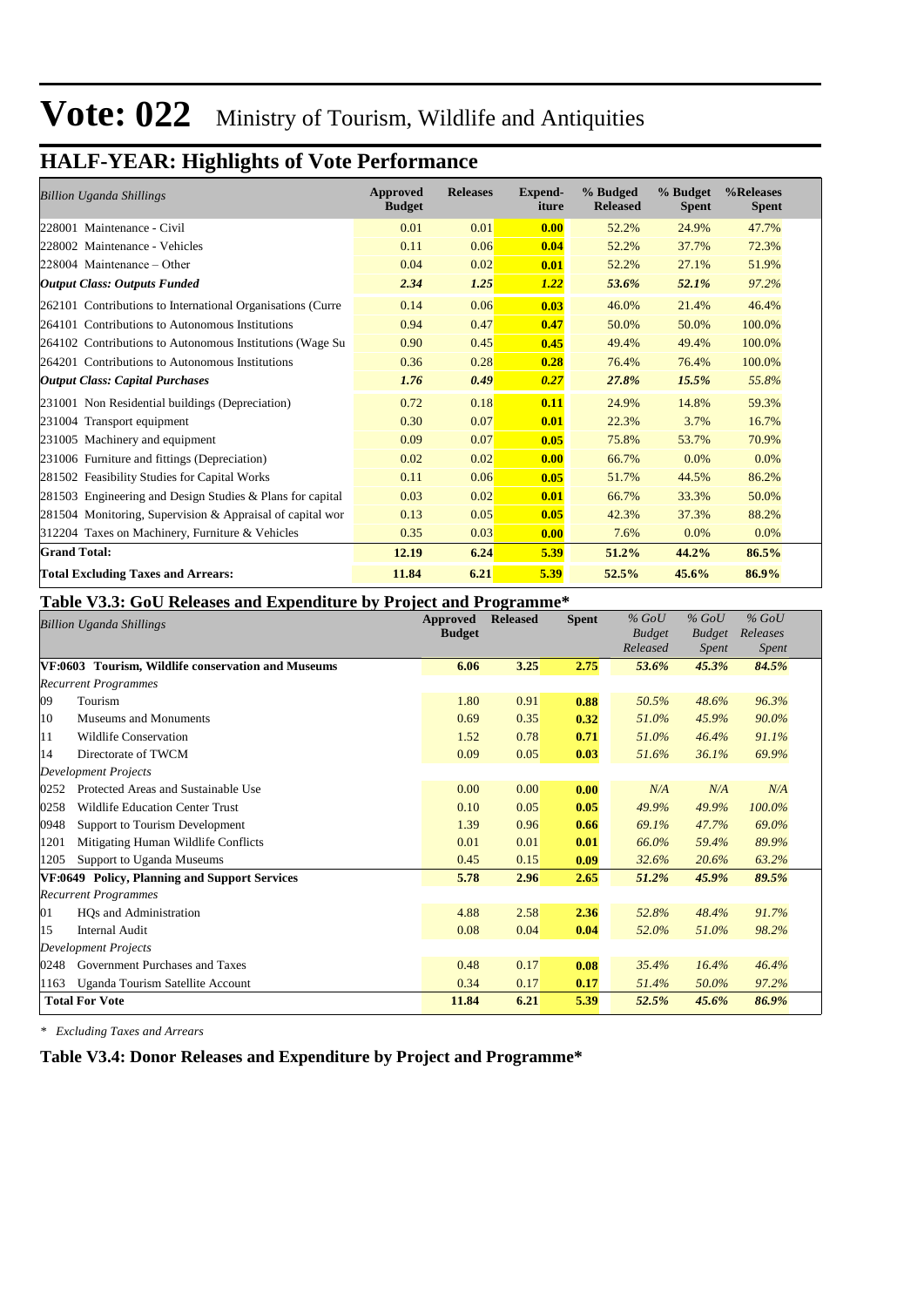# Vote: 022 Ministry of Tourism, Wildlife and Antiquities

## HALF-YEAR: Highlights of Vote Performance

| *Billion Uganda Shillings* | Approved Budget | Releases | Expend-iture | % Budged Released | % Budget Spent | %Releases Spent |
|---|---|---|---|---|---|---|
| 228001 Maintenance - Civil | 0.01 | 0.01 | **0.00** | 52.2% | 24.9% | 47.7% |
| 228002 Maintenance - Vehicles | 0.11 | 0.06 | **0.04** | 52.2% | 37.7% | 72.3% |
| 228004 Maintenance – Other | 0.04 | 0.02 | **0.01** | 52.2% | 27.1% | 51.9% |
| ***Output Class: Outputs Funded*** | ***2.34*** | ***1.25*** | ***1.22*** | ***53.6%*** | ***52.1%*** | *97.2%* |
| 262101 Contributions to International Organisations (Curre | 0.14 | 0.06 | **0.03** | 46.0% | 21.4% | 46.4% |
| 264101 Contributions to Autonomous Institutions | 0.94 | 0.47 | **0.47** | 50.0% | 50.0% | 100.0% |
| 264102 Contributions to Autonomous Institutions (Wage Su | 0.90 | 0.45 | **0.45** | 49.4% | 49.4% | 100.0% |
| 264201 Contributions to Autonomous Institutions | 0.36 | 0.28 | **0.28** | 76.4% | 76.4% | 100.0% |
| ***Output Class: Capital Purchases*** | ***1.76*** | ***0.49*** | ***0.27*** | ***27.8%*** | ***15.5%*** | *55.8%* |
| 231001 Non Residential buildings (Depreciation) | 0.72 | 0.18 | **0.11** | 24.9% | 14.8% | 59.3% |
| 231004 Transport equipment | 0.30 | 0.07 | **0.01** | 22.3% | 3.7% | 16.7% |
| 231005 Machinery and equipment | 0.09 | 0.07 | **0.05** | 75.8% | 53.7% | 70.9% |
| 231006 Furniture and fittings (Depreciation) | 0.02 | 0.02 | **0.00** | 66.7% | 0.0% | 0.0% |
| 281502 Feasibility Studies for Capital Works | 0.11 | 0.06 | **0.05** | 51.7% | 44.5% | 86.2% |
| 281503 Engineering and Design Studies & Plans for capital | 0.03 | 0.02 | **0.01** | 66.7% | 33.3% | 50.0% |
| 281504 Monitoring, Supervision & Appraisal of capital wor | 0.13 | 0.05 | **0.05** | 42.3% | 37.3% | 88.2% |
| 312204 Taxes on Machinery, Furniture & Vehicles | 0.35 | 0.03 | **0.00** | 7.6% | 0.0% | 0.0% |
| **Grand Total:** | **12.19** | **6.24** | **5.39** | **51.2%** | **44.2%** | **86.5%** |
| **Total Excluding Taxes and Arrears:** | **11.84** | **6.21** | **5.39** | **52.5%** | **45.6%** | **86.9%** |

### Table V3.3: GoU Releases and Expenditure by Project and Programme*

| *Billion Uganda Shillings* | Approved Budget | Released | Spent | *% GoU Budget Released* | *% GoU Budget Spent* | *% GoU Releases Spent* |
|---|---|---|---|---|---|---|
| **VF:0603 Tourism, Wildlife conservation and Museums** | **6.06** | **3.25** | **2.75** | ***53.6%*** | ***45.3%*** | ***84.5%*** |
| *Recurrent Programmes* | | | | | | |
| 09 Tourism | 1.80 | 0.91 | **0.88** | *50.5%* | *48.6%* | *96.3%* |
| 10 Museums and Monuments | 0.69 | 0.35 | **0.32** | *51.0%* | *45.9%* | *90.0%* |
| 11 Wildlife Conservation | 1.52 | 0.78 | **0.71** | *51.0%* | *46.4%* | *91.1%* |
| 14 Directorate of TWCM | 0.09 | 0.05 | **0.03** | *51.6%* | *36.1%* | *69.9%* |
| *Development Projects* | | | | | | |
| 0252 Protected Areas and Sustainable Use | 0.00 | 0.00 | **0.00** | *N/A* | *N/A* | *N/A* |
| 0258 Wildlife Education Center Trust | 0.10 | 0.05 | **0.05** | *49.9%* | *49.9%* | *100.0%* |
| 0948 Support to Tourism Development | 1.39 | 0.96 | **0.66** | *69.1%* | *47.7%* | *69.0%* |
| 1201 Mitigating Human Wildlife Conflicts | 0.01 | 0.01 | **0.01** | *66.0%* | *59.4%* | *89.9%* |
| 1205 Support to Uganda Museums | 0.45 | 0.15 | **0.09** | *32.6%* | *20.6%* | *63.2%* |
| **VF:0649 Policy, Planning and Support Services** | **5.78** | **2.96** | **2.65** | ***51.2%*** | ***45.9%*** | ***89.5%*** |
| *Recurrent Programmes* | | | | | | |
| 01 HQs and Administration | 4.88 | 2.58 | **2.36** | *52.8%* | *48.4%* | *91.7%* |
| 15 Internal Audit | 0.08 | 0.04 | **0.04** | *52.0%* | *51.0%* | *98.2%* |
| *Development Projects* | | | | | | |
| 0248 Government Purchases and Taxes | 0.48 | 0.17 | **0.08** | *35.4%* | *16.4%* | *46.4%* |
| 1163 Uganda Tourism Satellite Account | 0.34 | 0.17 | **0.17** | *51.4%* | *50.0%* | *97.2%* |
| **Total For Vote** | **11.84** | **6.21** | **5.39** | ***52.5%*** | ***45.6%*** | ***86.9%*** |

*\* Excluding Taxes and Arrears*

### Table V3.4: Donor Releases and Expenditure by Project and Programme*